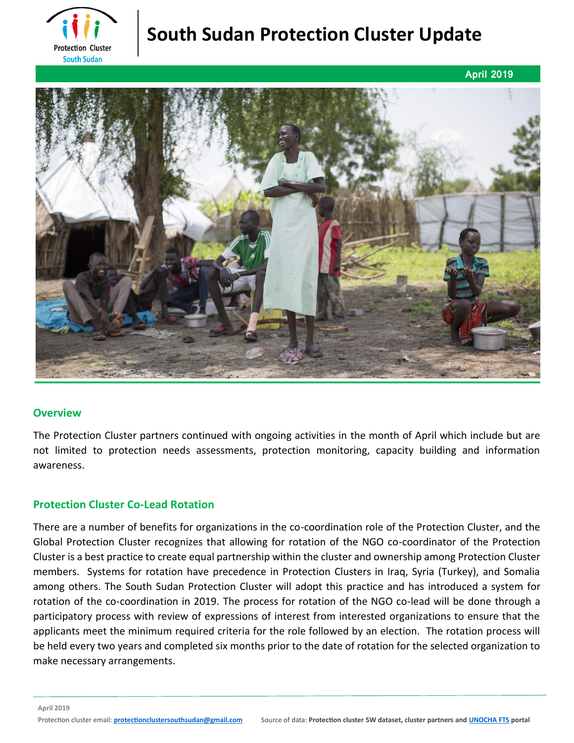# South Sudan Protection Cluster Update

**April 2019**

## Overview

The Protection Cluster partners continued with ongoing activities in the month of April which include but are not limited to protection needs assessments, protection monitoring, capacity building and information awareness.

## Protection Cluster Co-Lead Rotation

There are a number of benefits for organizations in the co-coordination role of the Protection Cluster, and the Global Protection Cluster recognizes that allowing for rotation of the NGO co-coordinator of the Protection Cluster is a best practice to create equal partnership within the cluster and ownership among Protection Cluster members. Systems for rotation have precedence in Protection Clusters in Iraq, Syria (Turkey), and Somalia among others. The South Sudan Protection Cluster will adopt this practice and has introduced a system for rotation of the co-coordination in 2019. The process for rotation of the NGO co-lead will be done through a participatory process with review of expressions of interest from interested organizations to ensure that the applicants meet the minimum required criteria for the role followed by an election. The rotation process will be held every two years and completed six months prior to the date of rotation for the selected organization to make necessary arrangements.

Protection cluster email: **protectionclustersouthsudan@gmail.com** Source of data: **Protection cluster 5W dataset, cluster partners and UNOCHA FTS portal**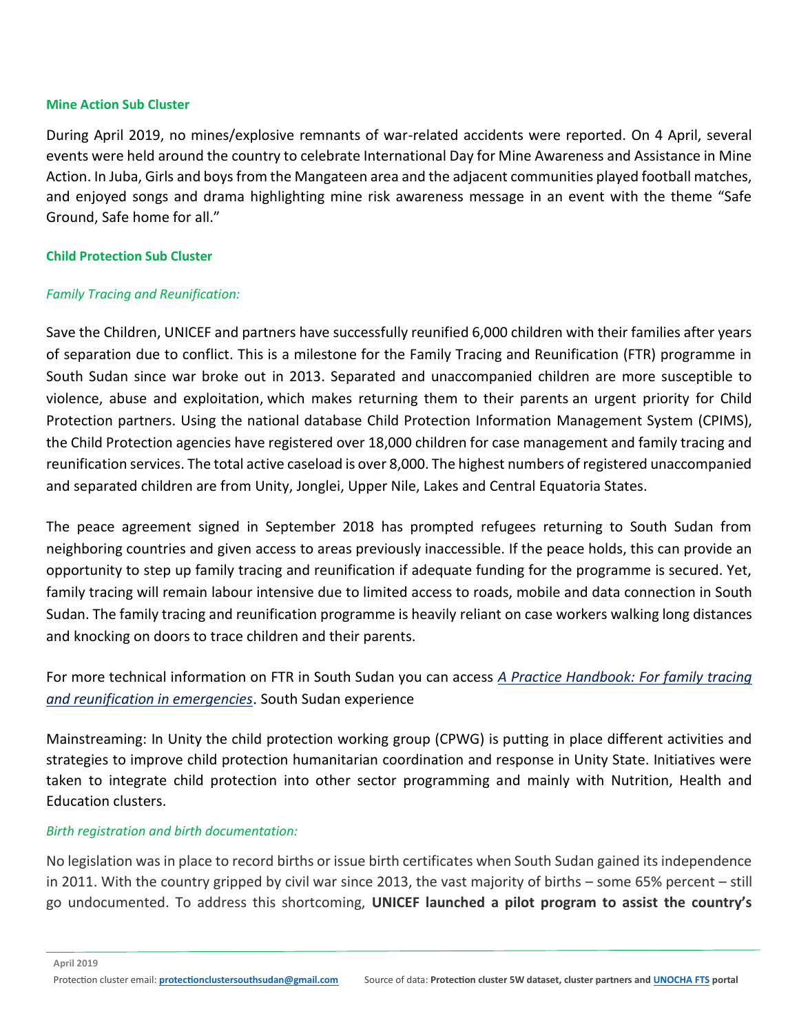**Mine Action Sub Cluster**

During April 2019, no mines/explosive remnants of war-related accidents were reported. On 4 April, several events were held around the country to celebrate International Day for Mine Awareness and Assistance in Mine Action. In Juba, Girls and boys from the Mangateen area and the adjacent communities played football matches, and enjoyed songs and drama highlighting mine risk awareness message in an event with the theme "Safe Ground, Safe home for all."

**Child Protection Sub Cluster**

*Family Tracing and Reunification:*

Save the Children, UNICEF and partners have successfully reunified 6,000 children with their families after years of separation due to conflict. This is a milestone for the Family Tracing and Reunification (FTR) programme in South Sudan since war broke out in 2013. Separated and unaccompanied children are more susceptible to violence, abuse and exploitation, which makes returning them to their parents an urgent priority for Child Protection partners. Using the national database Child Protection Information Management System (CPIMS), the Child Protection agencies have registered over 18,000 children for case management and family tracing and reunification services. The total active caseload is over 8,000. The highest numbers of registered unaccompanied and separated children are from Unity, Jonglei, Upper Nile, Lakes and Central Equatoria States.

The peace agreement signed in September 2018 has prompted refugees returning to South Sudan from neighboring countries and given access to areas previously inaccessible. If the peace holds, this can provide an opportunity to step up family tracing and reunification if adequate funding for the programme is secured. Yet, family tracing will remain labour intensive due to limited access to roads, mobile and data connection in South Sudan. The family tracing and reunification programme is heavily reliant on case workers walking long distances and knocking on doors to trace children and their parents.

For more technical information on FTR in South Sudan you can access *A Practice Handbook: For family tracing and reunification in emergencies*. South Sudan experience

Mainstreaming: In Unity the child protection working group (CPWG) is putting in place different activities and strategies to improve child protection humanitarian coordination and response in Unity State. Initiatives were taken to integrate child protection into other sector programming and mainly with Nutrition, Health and Education clusters.

*Birth registration and birth documentation:*

No legislation was in place to record births or issue birth certificates when South Sudan gained its independence in 2011. With the country gripped by civil war since 2013, the vast majority of births – some 65% percent – still go undocumented. To address this shortcoming, **UNICEF launched a pilot program to assist the country's**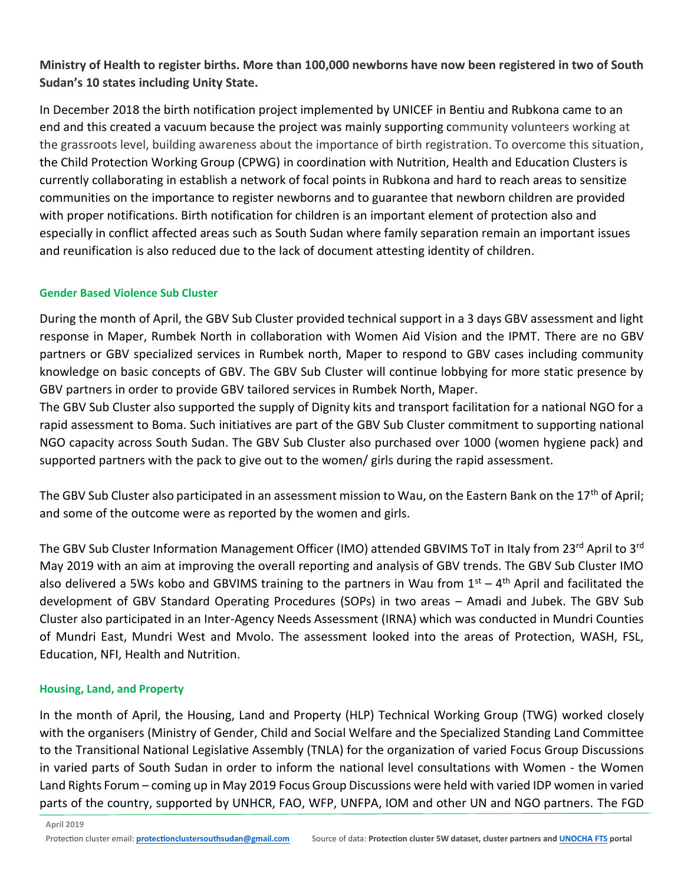**Ministry of Health to register births. More than 100,000 newborns have now been registered in two of South Sudan's 10 states including Unity State.**

In December 2018 the birth notification project implemented by UNICEF in Bentiu and Rubkona came to an end and this created a vacuum because the project was mainly supporting community volunteers working at the grassroots level, building awareness about the importance of birth registration. To overcome this situation, the Child Protection Working Group (CPWG) in coordination with Nutrition, Health and Education Clusters is currently collaborating in establish a network of focal points in Rubkona and hard to reach areas to sensitize communities on the importance to register newborns and to guarantee that newborn children are provided with proper notifications. Birth notification for children is an important element of protection also and especially in conflict affected areas such as South Sudan where family separation remain an important issues and reunification is also reduced due to the lack of document attesting identity of children.

### Gender Based Violence Sub Cluster

During the month of April, the GBV Sub Cluster provided technical support in a 3 days GBV assessment and light response in Maper, Rumbek North in collaboration with Women Aid Vision and the IPMT. There are no GBV partners or GBV specialized services in Rumbek north, Maper to respond to GBV cases including community knowledge on basic concepts of GBV. The GBV Sub Cluster will continue lobbying for more static presence by GBV partners in order to provide GBV tailored services in Rumbek North, Maper.

The GBV Sub Cluster also supported the supply of Dignity kits and transport facilitation for a national NGO for a rapid assessment to Boma. Such initiatives are part of the GBV Sub Cluster commitment to supporting national NGO capacity across South Sudan. The GBV Sub Cluster also purchased over 1000 (women hygiene pack) and supported partners with the pack to give out to the women/ girls during the rapid assessment.

The GBV Sub Cluster also participated in an assessment mission to Wau, on the Eastern Bank on the 17th of April; and some of the outcome were as reported by the women and girls.

The GBV Sub Cluster Information Management Officer (IMO) attended GBVIMS ToT in Italy from 23rd April to 3rd May 2019 with an aim at improving the overall reporting and analysis of GBV trends. The GBV Sub Cluster IMO also delivered a 5Ws kobo and GBVIMS training to the partners in Wau from 1st – 4th April and facilitated the development of GBV Standard Operating Procedures (SOPs) in two areas – Amadi and Jubek. The GBV Sub Cluster also participated in an Inter-Agency Needs Assessment (IRNA) which was conducted in Mundri Counties of Mundri East, Mundri West and Mvolo. The assessment looked into the areas of Protection, WASH, FSL, Education, NFI, Health and Nutrition.

### Housing, Land, and Property

In the month of April, the Housing, Land and Property (HLP) Technical Working Group (TWG) worked closely with the organisers (Ministry of Gender, Child and Social Welfare and the Specialized Standing Land Committee to the Transitional National Legislative Assembly (TNLA) for the organization of varied Focus Group Discussions in varied parts of South Sudan in order to inform the national level consultations with Women - the Women Land Rights Forum – coming up in May 2019 Focus Group Discussions were held with varied IDP women in varied parts of the country, supported by UNHCR, FAO, WFP, UNFPA, IOM and other UN and NGO partners. The FGD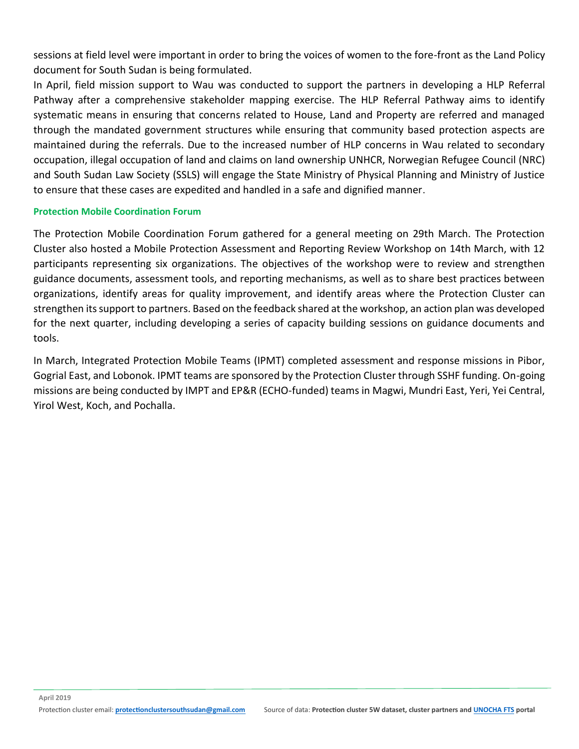sessions at field level were important in order to bring the voices of women to the fore-front as the Land Policy document for South Sudan is being formulated.

In April, field mission support to Wau was conducted to support the partners in developing a HLP Referral Pathway after a comprehensive stakeholder mapping exercise. The HLP Referral Pathway aims to identify systematic means in ensuring that concerns related to House, Land and Property are referred and managed through the mandated government structures while ensuring that community based protection aspects are maintained during the referrals. Due to the increased number of HLP concerns in Wau related to secondary occupation, illegal occupation of land and claims on land ownership UNHCR, Norwegian Refugee Council (NRC) and South Sudan Law Society (SSLS) will engage the State Ministry of Physical Planning and Ministry of Justice to ensure that these cases are expedited and handled in a safe and dignified manner.

#### Protection Mobile Coordination Forum

The Protection Mobile Coordination Forum gathered for a general meeting on 29th March. The Protection Cluster also hosted a Mobile Protection Assessment and Reporting Review Workshop on 14th March, with 12 participants representing six organizations. The objectives of the workshop were to review and strengthen guidance documents, assessment tools, and reporting mechanisms, as well as to share best practices between organizations, identify areas for quality improvement, and identify areas where the Protection Cluster can strengthen its support to partners. Based on the feedback shared at the workshop, an action plan was developed for the next quarter, including developing a series of capacity building sessions on guidance documents and tools.

In March, Integrated Protection Mobile Teams (IPMT) completed assessment and response missions in Pibor, Gogrial East, and Lobonok. IPMT teams are sponsored by the Protection Cluster through SSHF funding. On-going missions are being conducted by IMPT and EP&R (ECHO-funded) teams in Magwi, Mundri East, Yeri, Yei Central, Yirol West, Koch, and Pochalla.